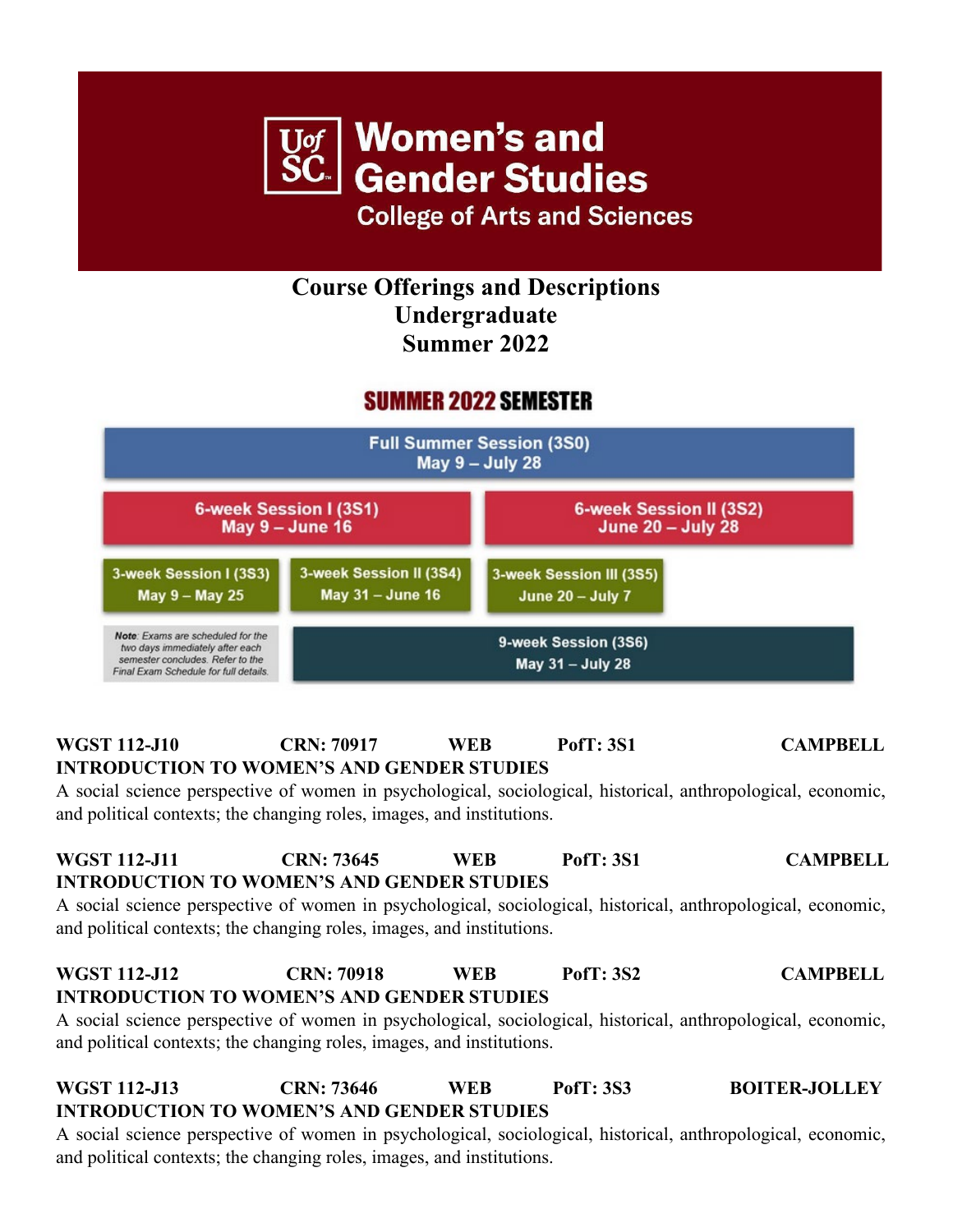# UofSC Women's and Gender Studies
## College of Arts and Sciences

## Course Offerings and Descriptions
## Undergraduate
## Summer 2022

### SUMMER 2022 SEMESTER

**Full Summer Session (3S0)**
May 9 – July 28

**6-week Session I (3S1)**
May 9 – June 16

**6-week Session II (3S2)**
June 20 – July 28

**3-week Session I (3S3)**
May 9 – May 25

**3-week Session II (3S4)**
May 31 – June 16

**3-week Session III (3S5)**
June 20 – July 7

**9-week Session (3S6)**
May 31 – July 28

*Note: Exams are scheduled for the two days immediately after each semester concludes. Refer to the Final Exam Schedule for full details.*

**WGST 112-J10 CRN: 70917 WEB PofT: 3S1 CAMPBELL**
**INTRODUCTION TO WOMEN'S AND GENDER STUDIES**
A social science perspective of women in psychological, sociological, historical, anthropological, economic, and political contexts; the changing roles, images, and institutions.

**WGST 112-J11 CRN: 73645 WEB PofT: 3S1 CAMPBELL**
**INTRODUCTION TO WOMEN'S AND GENDER STUDIES**
A social science perspective of women in psychological, sociological, historical, anthropological, economic, and political contexts; the changing roles, images, and institutions.

**WGST 112-J12 CRN: 70918 WEB PofT: 3S2 CAMPBELL**
**INTRODUCTION TO WOMEN'S AND GENDER STUDIES**
A social science perspective of women in psychological, sociological, historical, anthropological, economic, and political contexts; the changing roles, images, and institutions.

**WGST 112-J13 CRN: 73646 WEB PofT: 3S3 BOITER-JOLLEY**
**INTRODUCTION TO WOMEN'S AND GENDER STUDIES**
A social science perspective of women in psychological, sociological, historical, anthropological, economic, and political contexts; the changing roles, images, and institutions.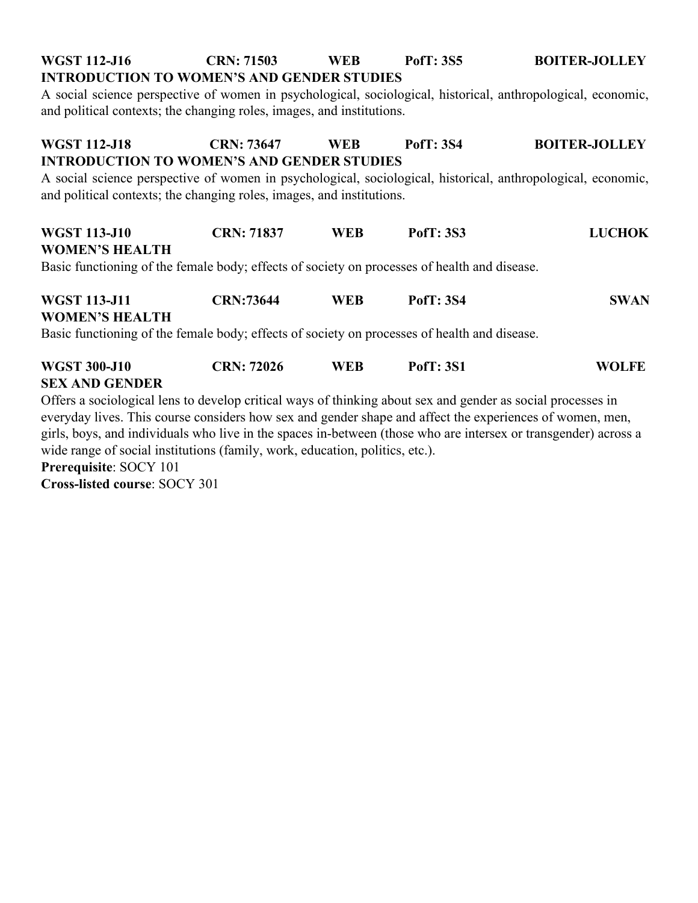**WGST 112-J16 CRN: 71503 WEB PofT: 3S5 BOITER-JOLLEY**
**INTRODUCTION TO WOMEN'S AND GENDER STUDIES**

A social science perspective of women in psychological, sociological, historical, anthropological, economic, and political contexts; the changing roles, images, and institutions.

**WGST 112-J18 CRN: 73647 WEB PofT: 3S4 BOITER-JOLLEY**
**INTRODUCTION TO WOMEN'S AND GENDER STUDIES**

A social science perspective of women in psychological, sociological, historical, anthropological, economic, and political contexts; the changing roles, images, and institutions.

**WGST 113-J10 CRN: 71837 WEB PofT: 3S3 LUCHOK**
**WOMEN'S HEALTH**

Basic functioning of the female body; effects of society on processes of health and disease.

**WGST 113-J11 CRN:73644 WEB PofT: 3S4 SWAN**
**WOMEN'S HEALTH**

Basic functioning of the female body; effects of society on processes of health and disease.

**WGST 300-J10 CRN: 72026 WEB PofT: 3S1 WOLFE**
**SEX AND GENDER**

Offers a sociological lens to develop critical ways of thinking about sex and gender as social processes in everyday lives. This course considers how sex and gender shape and affect the experiences of women, men, girls, boys, and individuals who live in the spaces in-between (those who are intersex or transgender) across a wide range of social institutions (family, work, education, politics, etc.).

**Prerequisite**: SOCY 101

**Cross-listed course**: SOCY 301